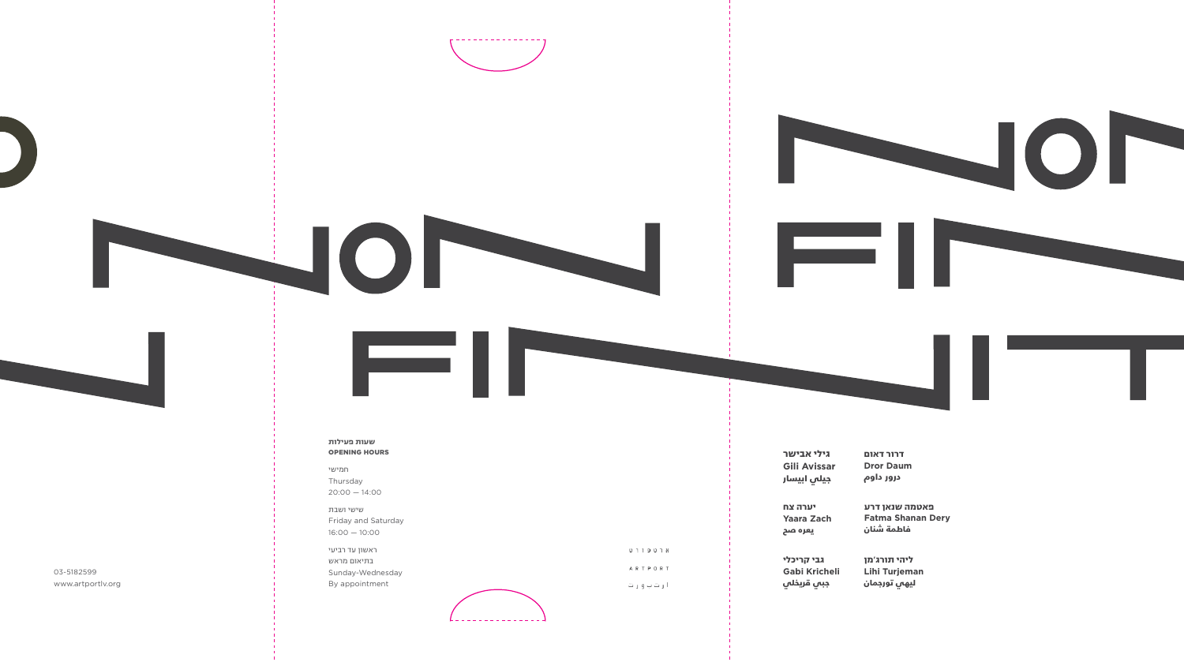שעות פעילות
**OPENING HOURS**

חמישי
Thursday
20:00 — 14:00

שישי ושבת
Friday and Saturday
16:00 — 10:00

ראשון עד רביעי
בתיאום מראש
Sunday-Wednesday
By appointment

03-5182599
www.artportlv.org

ארטפורט
ARTPORT
ارت بورت

**דרור דאום**
**Dror Daum**
**درور داوم**

**גילי אבישר**
**Gili Avissar**
**جيلي ابيسار**

**פאטמה שנאן דרע**
**Fatma Shanan Dery**
**فاطمة شنان**

**יערה צח**
**Yaara Zach**
**يعره صح**

**ליהי תורג'מן**
**Lihi Turjeman**
**ليهي تورجمان**

**גבי קריכלי**
**Gabi Kricheli**
**جبي قريخلي**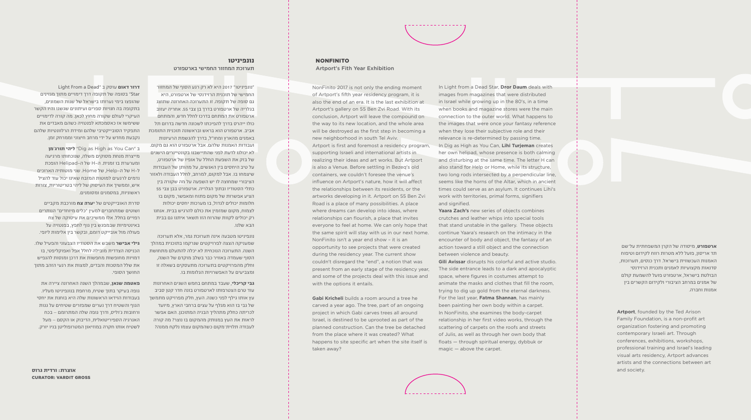## NONFINITO

Artport's Fifth Year Exhibition

NonFinito 2017 is not only the ending moment of Artport's fifth year residency program, it is also the end of an era. It is the last exhibition at Artport's gallery on 55 Ben Zvi Road. With its conclusion, Artport will leave the compound on the way to its new location, and the whole area will be destroyed as the first step in becoming a new neighborhood in south Tel Aviv.

Artport is first and foremost a residency program, supporting Israeli and international artists in realizing their ideas and art works. But Artport is also a Venue. Before settling in Bezeq's old containers, we couldn't foresee the venue's influence on Artport's nature, how it will affect the relationships between its residents, or the artworks developing in it. Artport on 55 Ben Zvi Road is a place of many possibilities. A place where dreams can develop into ideas, where relationships can flourish, a place that invites everyone to feel at home. We can only hope that the same spirit will stay with us in our next home.

NonFinito isn't a year end show – it is an opportunity to see projects that were created during the residency year. The current show couldn't disregard the "end", a notion that was present from an early stage of the residency year, and some of the projects deal with this issue and with the options it entails.

**Gabi Kricheli** builds a room around a tree he carved a year ago. The tree, part of an ongoing project in which Gabi carves trees all around Israel, is destined to be uprooted as part of the planned construction. Can the tree be detached from the place where it was created? What happens to site specific art when the site itself is taken away?

In Light from a Dead Star, **Dror Daum** deals with images from magazines that were distributed in Israel while growing up in the 80's, in a time when books and magazine stores were the main connection to the outer world. What happens to the images that were once your fantasy reference when they lose their subjective role and their relevance is re-determined by passing time.

In Dig as High as You Can, **Lihi Turjeman** creates her own helipad, whose presence is both calming and disturbing at the same time. The letter H can also stand for Help or Home, while its structure, two long rods intersected by a perpendicular line, seems like the horns of the Altar, which in ancient times could serve as an asylum. It continues Lihi's work with territories, primal forms, signifiers and signified.

**Yaara Zach's** new series of objects combines crutches and leather whips into special tools that stand unstable in the gallery. These objects continue Yaara's research on the intimacy in the encounter of body and object, the fantasy of an action toward a still object and the connection between violence and beauty.

**Gili Avissar** disrupts his colorful and active studio. The side entrance leads to a dark and apocalyptic space, where figures in costumes attempt to animate the masks and clothes that fill the room, trying to dig up gold from the eternal darkness.

For the last year, **Fatma Shannan**, has mainly been painting her own body within a carpet. In NonFinito, she examines the body-carpet relationship in her first video works, through the scattering of carpets on the roofs and streets of Julis, as well as through her own body that floats — through spiritual energy, dybbuk or magic — above the carpet.

**Artport**, founded by the Ted Arison Family Foundation, is a non-profit art organization fostering and promoting contemporary Israeli art. Through conferences, exhibitions, workshops, professional training and Israel's leading visual arts residency, Artport advances artists and the connections between art and society.

**ארטפורט**, מיסודה של הקרן המשפחתית על־שם תד אריסון, פועל ללא מטרות רווח לקידום וטיפוח האמנות העכשווית בישראל. דרך כנסים, תערוכות, סדנאות מקצועיות לאמנים ותכנית הרזידנסי הבולטת בישראל, ארטפורט פועל להשמעת קולם של אמנים במרחב הציבורי ולקידום הקשרים בין אמנות וחברה.

## נונפיניטו

תערוכת המחזור החמישי בארטפורט

"נונפיניטו" 2017 היא לא רק רגע הסוף של המחזור החמישי של תוכנית הרזידנסי של ארטפורט, היא גם סופה של תקופה. זו התערוכה האחרונה שתוצג בגלריה של ארטפורט בדרך בן צבי 55. אחריה יעזוב ארטפורט את המתחם בדרכו לחלל חדש, והמתחם כולו ייהרס בדרך להפיכתו לשכונה חדשה בדרום תל אביב. ארטפורט הוא בראש ובראשונה תוכנית התומכת באמנים מהארץ ומחו"ל, בדרך להגשמת הרעיונות ועבודות האמנות שלהם. אבל ארטפורט הוא גם מקום. לא יכולנו לדעת לפני שהתיישבנו בקונטיינרים הישנים של בזק את השפעת החלל על אופיו של ארטפורט, על טיב היחסים בין האנשים, על מהותן של העבודות שיצמחו בו. אבל למקום, למרחב, לחלל העבודה ולאזור הציבורי שמחוצה לו יש השפעה על מה שקורה בין כתלי הסטודיו ובתוך הגלריה. ארטפורט בבן צבי 55 הציע אפשרות של מקום פתוח ומאפשר, מקום בו חלומות יכולים לגדול, בו מערכות יחסים יכולות לצמוח, מקום שמזמין את כולם להרגיש בבית. אנחנו רק יכולים לקוות שהרוח הזו תשאר איתנו גם בבית הבא שלנו.

נונפיניטו מטבעה אינה תערוכת גמר, אלא תערוכה שמעניקה הצצה לפרוייקטים שנרקמו בתוכנית במהלך השנה. התערוכה הנוכחית לא יכלה להתעלם מתחושת הסוף שעמדה באוויר כבר בשלב מוקדם של השנה, וחלק מהפרויקטים בתערוכה מתעסקים בשאלה זו ומצביעים על האפשרויות הגלומות בו.

**גבי קריכלי**, שעבד במתחם בחמש השנים האחרונות עוד טרם הצטרפותו לארטפורט בונה חדר קטן סביב עץ אותו גילף לפני כשנה. העץ, חלק מפרויקט מתמשך של גבי בו הוא מגלף עץ עצים ברחבי הארץ, מיועד לכריתה כחלק מתהליך הבנייה המתוכנן. האם אפשר לראות את העץ במנותק מהמקום בו נוצר? מה קורה לעבודה תלוית־מקום כשהמקום עצמו נלקח ממנה?

**דרור דאום** עוסק ב Light From a Dead Star" בסופה של תקופה דרך דימויים מתוך מגזינים שהופצו בימי נעורותו בישראל של שנות השמונים, בתקופה בה חנויות ספרים ועיתונים שגשגו והיו הקשר העיקרי לעולם שקורה מחוץ לכאן. מה קורה לדימויים ששימשו אז כאסמכתא לפנטזיה כשהם מאבדים את התפקיד הסובייקטיבי שלהם ומידת הרלוונטיות שלהם נקבעת מחדש על ידי מרחב חיצוני ומרחק זמן.

ב "Dig as High as You Can" **ליהי תורג'מן** מייצרת מנחת מסוקים משלה, שנוכחותו מרגיעה ומערערת בו זמנית. ה־H של ה־Helipad הופכת ל־H של ה־Help, של Home. שני מוטותיה הארוכים נדמים לרגעים למוטות המזבח שאינו יכול עוד להציל איש, וממשיך את העיסוק של ליהי בטריטוריות, צורות ראשוניות, במסמנים ומסומנים.

סדרת האובייקטים של **יערה צח** מורכבת מקביים ושוטים שמתחברים למעין "כלים מיוחדים" הנותרים רפויים בחלל. אלו ממשיכים את עיסוקה של צח באינטימיות שבמפגש בין גוף לחפץ, בפנטזיה על פעולה מול אובייקט דומם, ובקשר בין אלימות ליופי.

**גילי אבישר** משבש את הסטודיו הצבעוני והפעיל שלו. הכניסה הצדדית מובילה לחלל אפל ואפוקליפטי, בו דמויות מחופשות מחפשות את הבגדים ומסכות להנפיש את שלל המסכות והבדים, למצות את רגעי הזהב מתוך החושך הסופי.

**פאטמה שנאן**, שבמהלך השנה האחרונה ציירה את גופה בעיקר בתוך שטיח, מרחמת בנונפיניטו מעליו. בעבודות הוידאו הראשונות שלה היא בוחנת את יחסי הגוף והשטיח דרך נערים שמפזרים שטיחים על גגות ורחובות ג'וליס, ודרך גופה שלה המתרומם — בכח האנרגיה הספיריטואלית, הדיבוק או הקסם – מעל לשטיח אותו חקרה במוזיאון המטרופוליטן בניו יורק.

**אוצרת: ורדית גרוס**

**CURATOR: VARDIT GROSS**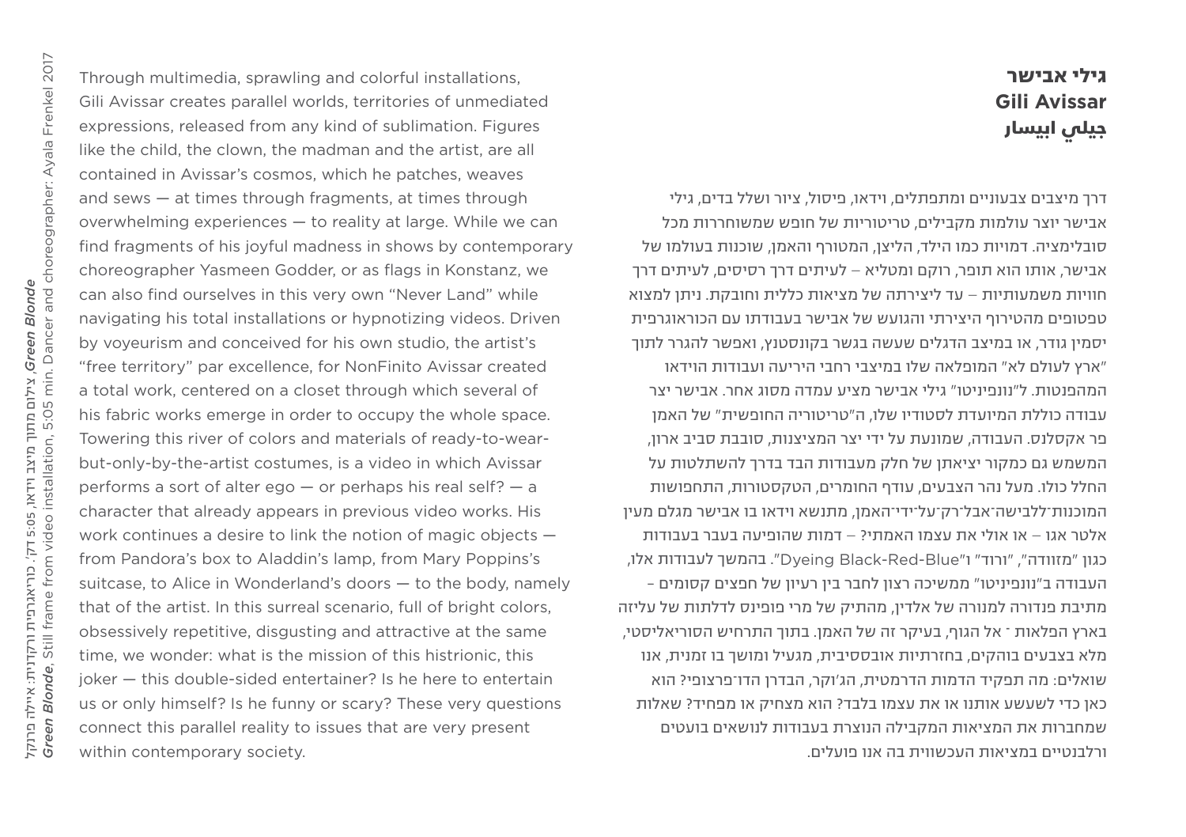# גילי אבישר
# Gili Avissar
# جيلي ابيسار

Through multimedia, sprawling and colorful installations, Gili Avissar creates parallel worlds, territories of unmediated expressions, released from any kind of sublimation. Figures like the child, the clown, the madman and the artist, are all contained in Avissar's cosmos, which he patches, weaves and sews — at times through fragments, at times through overwhelming experiences — to reality at large. While we can find fragments of his joyful madness in shows by contemporary choreographer Yasmeen Godder, or as flags in Konstanz, we can also find ourselves in this very own "Never Land" while navigating his total installations or hypnotizing videos. Driven by voyeurism and conceived for his own studio, the artist's "free territory" par excellence, for NonFinito Avissar created a total work, centered on a closet through which several of his fabric works emerge in order to occupy the whole space. Towering this river of colors and materials of ready-to-wear-but-only-by-the-artist costumes, is a video in which Avissar performs a sort of alter ego — or perhaps his real self? — a character that already appears in previous video works. His work continues a desire to link the notion of magic objects — from Pandora's box to Aladdin's lamp, from Mary Poppins's suitcase, to Alice in Wonderland's doors — to the body, namely that of the artist. In this surreal scenario, full of bright colors, obsessively repetitive, disgusting and attractive at the same time, we wonder: what is the mission of this histrionic, this joker — this double-sided entertainer? Is he here to entertain us or only himself? Is he funny or scary? These very questions connect this parallel reality to issues that are very present within contemporary society.

דרך מיצבים צבעוניים ומתפתלים, וידאו, פיסול, ציור ושלל בדים, גילי אבישר יוצר עולמות מקבילים, טריטוריות של חופש שמשוחררות מכל סובלימציה. דמויות כמו הילד, הליצן, המטורף והאמן, שוכנות בעולמו של אבישר, אותו הוא תופר, רוקם ומטליא – לעיתים דרך רסיסים, לעיתים דרך חוויות משמעותיות – עד ליצירתה של מציאות כללית וחובקת. ניתן למצוא טפטופים מהטירוף היצירתי והגועש של אבישר בעבודתו עם הכוראוגרפית יסמין גודר, או במיצב הדגלים שעשה בגשר בקונסטנץ, ואפשר להגרר לתוך "ארץ לעולם לא" המופלאה שלו במיצבי רחבי היריעה ועבודות הוידאו המהפנטות. ל"נונפיניטו" גילי אבישר מציע עמדה מסוג אחר. אבישר יצר עבודה כוללת המיועדת לסטודיו שלו, ה"טריטוריה החופשית" של האמן פר אקסלנס. העבודה, שמונעת על ידי יצר המציצנות, סובבת סביב ארון, המשמש גם כמקור יציאתן של חלק מעבודות הבד בדרך להשתלטות על החלל כולו. מעל נהר הצבעים, עודף החומרים, הטקסטורות, התחפושות המוכנות־ללבישה־אבל־רק־על־ידי־האמן, מתנשא וידאו בו אבישר מגלם מעין אלטר אגו – או אולי את עצמו האמתי? – דמות שהופיעה בעבר בעבודות כגון "מזוודה", "ורוד" ו"Dyeing Black-Red-Blue". בהמשך לעבודות אלו, העבודה ב"נונפיניטו" ממשיכה רצון לחבר בין רעיון של חפצים קסומים – מתיבת פנדורה למנורה של אלדין, מהתיק של מרי פופינס לדלתות של עליזה בארץ הפלאות ־ אל הגוף, בעיקר זה של האמן. בתוך התרחיש הסוריאליסטי, מלא בצבעים בוהקים, בחזרתיות אובססיבית, מגעיל ומושך בו זמנית, אנו שואלים: מה תפקיד הדמות הדרמטית, הג'וקר, הבדרן הדו־פרצופי? הוא כאן כדי לשעשע אותנו או את עצמו בלבד? הוא מצחיק או מפחיד? שאלות שמחברות את המציאות המקבילה הנוצרת בעבודות לנושאים בוערים ורלבנטיים במציאות העכשווית בה אנו פועלים.

*Green Blonde*, צילום מתוך מיצב וידאו, 5:05 דק'. כוריאוגרפית ורקדנית: איילה פרנקל
*Green Blonde*, Still frame from video installation, 5:05 min. Dancer and choreographer: Ayala Frenkel 2017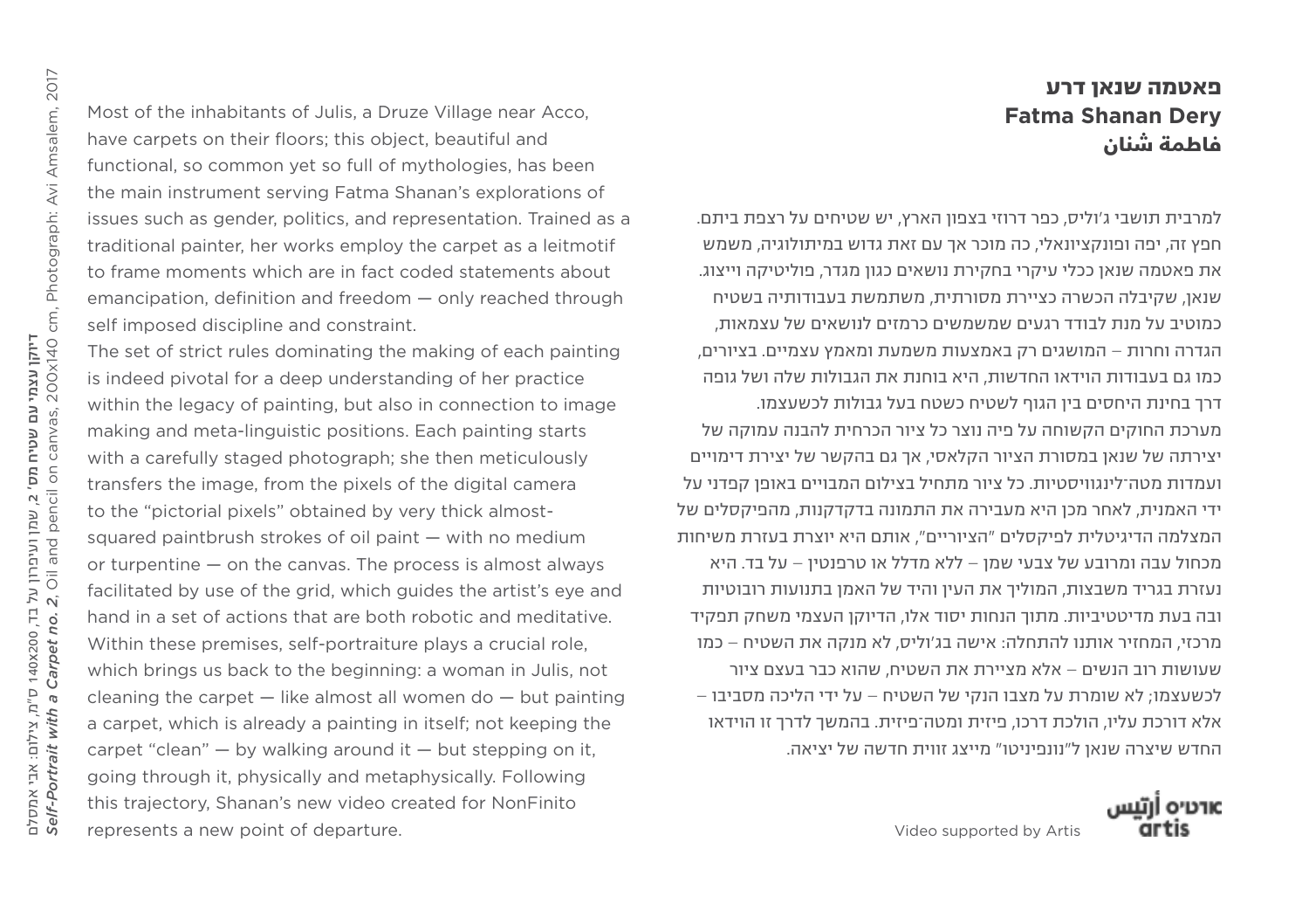## פאטמה שנאן דרע
## Fatma Shanan Dery
## فاطمة شنان

Most of the inhabitants of Julis, a Druze Village near Acco, have carpets on their floors; this object, beautiful and functional, so common yet so full of mythologies, has been the main instrument serving Fatma Shanan's explorations of issues such as gender, politics, and representation. Trained as a traditional painter, her works employ the carpet as a leitmotif to frame moments which are in fact coded statements about emancipation, definition and freedom — only reached through self imposed discipline and constraint.

The set of strict rules dominating the making of each painting is indeed pivotal for a deep understanding of her practice within the legacy of painting, but also in connection to image making and meta-linguistic positions. Each painting starts with a carefully staged photograph; she then meticulously transfers the image, from the pixels of the digital camera to the "pictorial pixels" obtained by very thick almost-squared paintbrush strokes of oil paint — with no medium or turpentine — on the canvas. The process is almost always facilitated by use of the grid, which guides the artist's eye and hand in a set of actions that are both robotic and meditative. Within these premises, self-portraiture plays a crucial role, which brings us back to the beginning: a woman in Julis, not cleaning the carpet — like almost all women do — but painting a carpet, which is already a painting in itself; not keeping the carpet "clean" — by walking around it — but stepping on it, going through it, physically and metaphysically. Following this trajectory, Shanan's new video created for NonFinito represents a new point of departure.

למרבית תושבי ג'וליס, כפר דרוזי בצפון הארץ, יש שטיחים על רצפת ביתם. חפץ זה, יפה ופונקציונאלי, כה מוכר אך עם זאת גדוש במיתולוגיה, משמש את פאטמה שנאן ככלי עיקרי בחקירת נושאים כגון מגדר, פוליטיקה וייצוג. שנאן, שקיבלה הכשרה כציירת מסורתית, משתמשת בעבודותיה בשטיח כמוטיב על מנת לבודד רגעים שמשמשים כרמזים לנושאים של עצמאות, הגדרה וחרות – המושגים רק באמצעות משמעת ומאמץ עצמיים. בציורים, כמו גם בעבודות הוידאו החדשות, היא בוחנת את הגבולות שלה ושל גופה דרך בחינת היחסים בין הגוף לשטיח כשטח בעל גבולות לכשעצמו.
מערכת החוקים הקשוחה על פיה נוצר כל ציור הכרחית להבנה עמוקה של יצירתה של שנאן במסורת הציור הקלאסי, אך גם בהקשר של יצירת דימויים ועמדות מטה־לינגוויסטיות. כל ציור מתחיל בצילום המבויים באופן קפדני על ידי האמנית, לאחר מכן היא מעבירה את התמונה בדקדקנות, מהפיקסלים של המצלמה הדיגיטלית לפיקסלים "הציוריים", אותם היא יוצרת בעזרת משיחות מכחול עבה ומרובע של צבעי שמן – ללא מדלל או טרפנטין – על בד. היא נעזרת בגריד משבצות, המוליך את העין והיד של האמן בתנועות רובוטיות ובה בעת מדיטטיביות. מתוך הנחות יסוד אלו, הדיוקן העצמי משחק תפקיד מרכזי, המחזיר אותנו להתחלה: אישה בג'וליס, לא מנקה את השטיח – כמו שעושות רוב הנשים – אלא מציירת את השטיח, שהוא כבר בעצם ציור לכשעצמו; לא שומרת על מצבו הנקי של השטיח – על ידי הליכה מסביבו – אלא דורכת עליו, הולכת דרכו, פיזית ומטה־פיזית. בהמשך לדרך זו הוידאו החדש שיצרה שנאן ל"נונפיניטו" מייצג זווית חדשה של יציאה.

Video supported by Artis

ארטיס أرتيس artis

דיוקן עצמי עם שטיח מס' 2, שמן ועיפרון על בד, 140x200 ס"מ, צילום: אבי אמסלם
*Self-Portrait with a Carpet no. 2*, Oil and pencil on canvas, 200x140 cm, Photograph: Avi Amsalem, 2017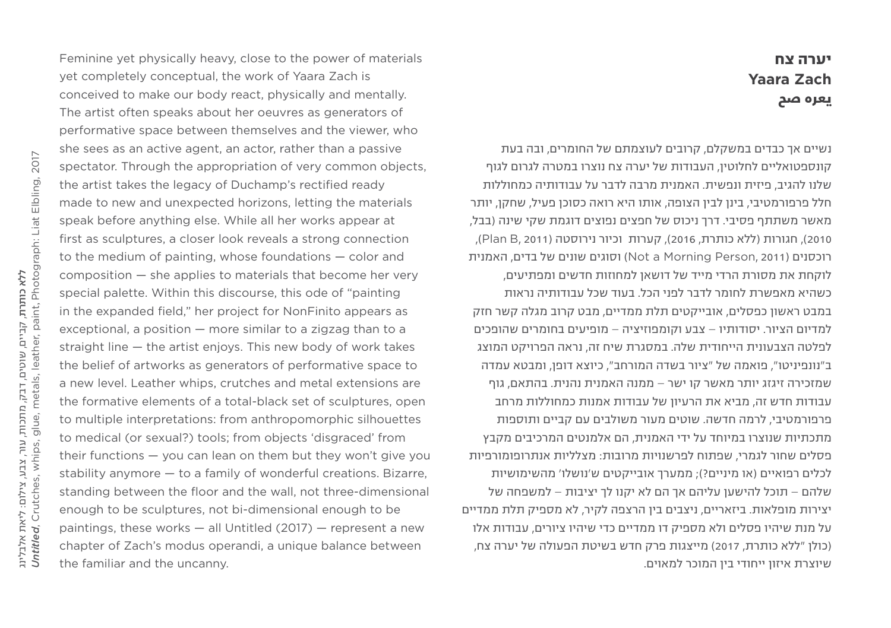## יערה צח
## Yaara Zach
## يعره صح

Feminine yet physically heavy, close to the power of materials yet completely conceptual, the work of Yaara Zach is conceived to make our body react, physically and mentally. The artist often speaks about her oeuvres as generators of performative space between themselves and the viewer, who she sees as an active agent, an actor, rather than a passive spectator. Through the appropriation of very common objects, the artist takes the legacy of Duchamp's rectified ready made to new and unexpected horizons, letting the materials speak before anything else. While all her works appear at first as sculptures, a closer look reveals a strong connection to the medium of painting, whose foundations — color and composition — she applies to materials that become her very special palette. Within this discourse, this ode of "painting in the expanded field," her project for NonFinito appears as exceptional, a position — more similar to a zigzag than to a straight line — the artist enjoys. This new body of work takes the belief of artworks as generators of performative space to a new level. Leather whips, crutches and metal extensions are the formative elements of a total-black set of sculptures, open to multiple interpretations: from anthropomorphic silhouettes to medical (or sexual?) tools; from objects 'disgraced' from their functions — you can lean on them but they won't give you stability anymore — to a family of wonderful creations. Bizarre, standing between the floor and the wall, not three-dimensional enough to be sculptures, not bi-dimensional enough to be paintings, these works — all Untitled (2017) — represent a new chapter of Zach's modus operandi, a unique balance between the familiar and the uncanny.

נשיים אך כבדים במשקלם, קרובים לעוצמתם של החומרים, ובה בעת קונספטואליים לחלוטין, העבודות של יערה צח נוצרו במטרה לגרום לגוף שלנו להגיב, פיזית ונפשית. האמנית מרבה לדבר על עבודותיה כמחוללות חלל פרפורמטיבי, בינן לבין הצופה, אותו היא רואה כסוכן פעיל, שחקן, יותר מאשר משתתף פסיבי. דרך ניכוס של חפצים נפוצים דוגמת שקי שינה (בבל, 2010), חגורות (ללא כותרת, 2016), קערות וכיור נירוסטה (Plan B, 2011), רוכסנים (Not a Morning Person, 2011) וסוגים שונים של בדים, האמנית לוקחת את מסורת הרדי מייד של דושאן למחוזות חדשים ומפתיעים, כשהיא מאפשרת לחומר לדבר לפני הכל. בעוד שכל עבודותיה נראות במבט ראשון כפסלים, אובייקטים תלת ממדיים, מבט קרוב מגלה קשר חזק למדיום הציור. יסודותיו – צבע וקומפוזיציה – מופיעים בחומרים שהופכים לפלטה הצבעונית הייחודית שלה. במסגרת שיח זה, נראה הפרויקט המוצג ב"נונפיניטו", פואמה של "ציור בשדה המורחב", כיוצא דופן, ומבטא עמדה שמזכירה זיגזג יותר מאשר קו ישר – ממנה האמנית נהנית. בהתאם, גוף עבודות חדש זה, מביא את הרעיון של עבודות אמנות כמחוללות מרחב פרפורמטיבי, לרמה חדשה. שוטים מעור משולבים עם קביים ותוספות מתכתיות שנוצרו במיוחד על ידי האמנית, הם אלמנטים המרכיבים מקבץ פסלים שחור לגמרי, שפתוח לפרשנויות מרובות: מצלליות אנתרופומורפיות לכלים רפואיים (או מיניים?); ממערך אובייקטים ש'נושלו' מהשימושיות שלהם – תוכל להישען עליהם אך הם לא יקנו לך יציבות – למשפחה של יצירות מופלאות. ביזאריים, ניצבים בין הרצפה לקיר, לא מספיק תלת ממדיים על מנת שיהיו פסלים ולא מספיק דו ממדיים כדי שיהיו ציורים, עבודות אלו (כולן "ללא כותרת, 2017) מייצגות פרק חדש בשיטת הפעולה של יערה צח, שיוצרת איזון ייחודי בין המוכר למאוים.

***ללא כותרת***, קביים, שוטים, דבק, מתכות, עור, צבע, צילום: ליאת אלבלינג
***Untitled***, Crutches, whips, glue, metals, leather, paint, Photograph: Liat Elbling, 2017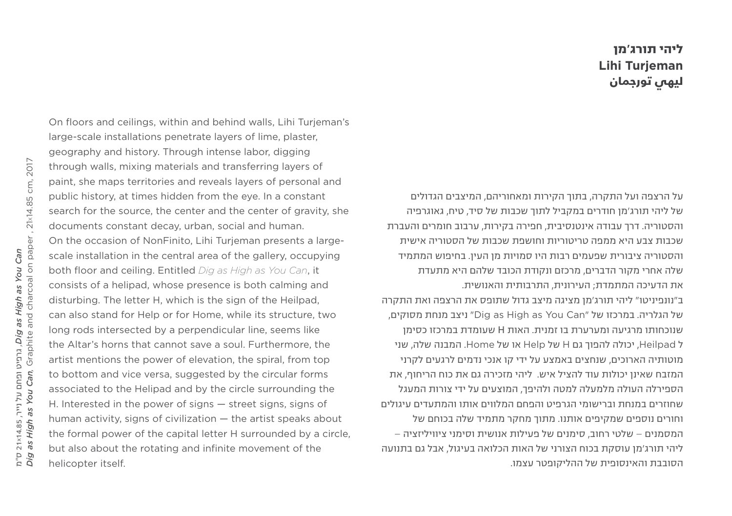# ליהי תורג׳מן
# Lihi Turjeman
# ليهي تورجمان

On floors and ceilings, within and behind walls, Lihi Turjeman's large-scale installations penetrate layers of lime, plaster, geography and history. Through intense labor, digging through walls, mixing materials and transferring layers of paint, she maps territories and reveals layers of personal and public history, at times hidden from the eye. In a constant search for the source, the center and the center of gravity, she documents constant decay, urban, social and human.

On the occasion of NonFinito, Lihi Turjeman presents a large-scale installation in the central area of the gallery, occupying both floor and ceiling. Entitled *Dig as High as You Can*, it consists of a helipad, whose presence is both calming and disturbing. The letter H, which is the sign of the Heilpad, can also stand for Help or for Home, while its structure, two long rods intersected by a perpendicular line, seems like the Altar's horns that cannot save a soul. Furthermore, the artist mentions the power of elevation, the spiral, from top to bottom and vice versa, suggested by the circular forms associated to the Helipad and by the circle surrounding the H. Interested in the power of signs — street signs, signs of human activity, signs of civilization — the artist speaks about the formal power of the capital letter H surrounded by a circle, but also about the rotating and infinite movement of the helicopter itself.

על הרצפה ועל התקרה, בתוך הקירות ומאחוריהם, המיצבים הגדולים של ליהי תורג׳מן חודרים במקביל לתוך שכבות של סיד, טיח, גאוגרפיה והסטוריה. דרך עבודה אינטנסיבית, חפירה בקירות, ערבוב חומרים והעברת שכבות צבע היא ממפה טריטוריות וחושפת שכבות של הסטוריה אישית והסטוריה ציבורית שפעמים רבות היו סמויות מן העין. בחיפוש המתמיד שלה אחרי מקור הדברים, מרכזם ונקודת הכובד שלהם היא מתעדת את הדעיכה המתמדת; העירונית, התרבותית והאנושית.

ב"נונפיניטו" ליהי תורג׳מן מציגה מיצב גדול שתופס את הרצפה ואת התקרה של הגלריה. במרכזו של "Dig as High as You Can" ניצב מנחת מסוקים, שנוכחותו מרגיעה ומערערת בו זמנית. האות H שעומדת במרכזו כסימן ל Heilpad, יכולה להפוך גם H של Help או של Home. המבנה שלה, שני מוטותיה הארוכים, שנחצים באמצע על ידי קו אנכי נדמים לרגעים לקרני המזבח שאינן יכולות עוד להציל איש. ליהי מזכירה גם את כוח הריחוף, את הספירלה העולה מלמעלה למטה ולהיפך, המוצעים על ידי צורות המעגל שחוזרים במנחת וברישומי הגרפיט והפחם המלווים אותו והמתעדים עיגולים וחורים נוספים שמקיפים אותנו. מתוך מחקר מתמיד שלה בכוחם של המסמנים – שלטי רחוב, סימנים של פעילות אנושית וסימני ציוויליזציה – ליהי תורג׳מן עוסקת בכוח הצורני של האות הכלואה בעיגול, אבל גם בתנועה הסובבת והאינסופית של ההליקופטר עצמו.

*Dig as High as You Can*, גרפיט ופחם על נייר, 21x14.85 ס"מ
*Dig as High as You Can*, Graphite and charcoal on paper , 21x14.85 cm, 2017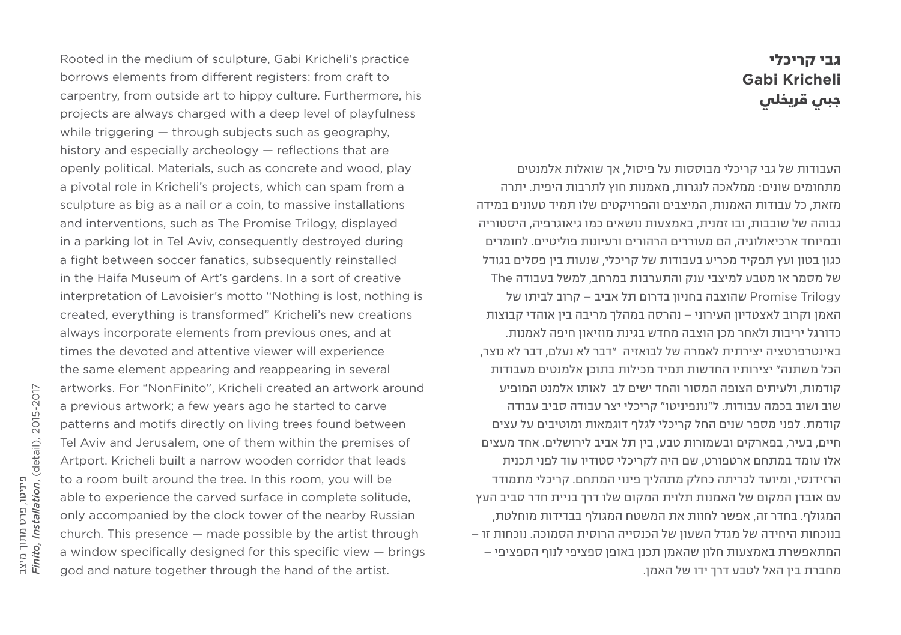# גבי קריכלי
# Gabi Kricheli
# جبي قريخلي

Rooted in the medium of sculpture, Gabi Kricheli's practice borrows elements from different registers: from craft to carpentry, from outside art to hippy culture. Furthermore, his projects are always charged with a deep level of playfulness while triggering — through subjects such as geography, history and especially archeology — reflections that are openly political. Materials, such as concrete and wood, play a pivotal role in Kricheli's projects, which can spam from a sculpture as big as a nail or a coin, to massive installations and interventions, such as The Promise Trilogy, displayed in a parking lot in Tel Aviv, consequently destroyed during a fight between soccer fanatics, subsequently reinstalled in the Haifa Museum of Art's gardens. In a sort of creative interpretation of Lavoisier's motto "Nothing is lost, nothing is created, everything is transformed" Kricheli's new creations always incorporate elements from previous ones, and at times the devoted and attentive viewer will experience the same element appearing and reappearing in several artworks. For "NonFinito", Kricheli created an artwork around a previous artwork; a few years ago he started to carve patterns and motifs directly on living trees found between Tel Aviv and Jerusalem, one of them within the premises of Artport. Kricheli built a narrow wooden corridor that leads to a room built around the tree. In this room, you will be able to experience the carved surface in complete solitude, only accompanied by the clock tower of the nearby Russian church. This presence — made possible by the artist through a window specifically designed for this specific view — brings god and nature together through the hand of the artist.

העבודות של גבי קריכלי מבוססות על פיסול, אך שואלות אלמנטים מתחומים שונים: ממלאכה לנגרות, מאמנות חוץ לתרבות היפית. יתרה מזאת, כל עבודות האמנות, המיצבים והפרויקטים שלו תמיד טעונים במידה גבוהה של שובבות, ובו זמנית, באמצעות נושאים כמו גיאוגרפיה, היסטוריה ובמיוחד ארכיאולוגיה, הם מעוררים הרהורים ורעיונות פוליטיים. לחומרים כגון בטון ועץ תפקיד מכריע בעבודות של קריכלי, שנעות בין פסלים בגודל של מסמר או מטבע למיצבי ענק והתערבות במרחב, למשל בעבודה The Promise Trilogy שהוצבה בחניון בדרום תל אביב – קרוב לביתו של האמן וקרוב לאצטדיון העירוני – נהרסה במהלך מריבה בין אוהדי קבוצות כדורגל יריבות ולאחר מכן הוצבה מחדש בגינת מוזיאון חיפה לאמנות. באינטרפרטציה יצירתית לאמרה של לבואזיה "דבר לא נעלם, דבר לא נוצר, הכל משתנה" יצירותיו החדשות תמיד מכילות בתוכן אלמנטים מעבודות קודמות, ולעיתים הצופה המסור והחד ישים לב לאותו אלמנט המופיע שוב ושוב בכמה עבודות. ל"נונפיניטו" קריכלי יצר עבודה סביב עבודה קודמת. לפני מספר שנים החל קריכלי לגלף דוגמאות ומוטיבים על עצים חיים, בעיר, בפארקים ובשמורות טבע, בין תל אביב לירושלים. אחד מעצים אלו עומד במתחם ארטפורט, שם היה לקריכלי סטודיו עוד לפני תכנית הרזידנסי, ומיועד לכריתה כחלק מתהליך פינוי המתחם. קריכלי מתמודד עם אובדן המקום של האמנות תלוית המקום שלו דרך בניית חדר סביב העץ המגולף. בחדר זה, אפשר לחוות את המשטח המגולף בבדידות מוחלטת, בנוכחות היחידה של מגדל השעון של הכנסייה הרוסית הסמוכה. נוכחות זו – המתאפשרת באמצעות חלון שהאמן תכנן באופן ספציפי לנוף הספציפי – מחברת בין האל לטבע דרך ידו של האמן.

**פיניטו**, פרט מתוך מיצב
***Finito, Installation***, (detail), 2015-2017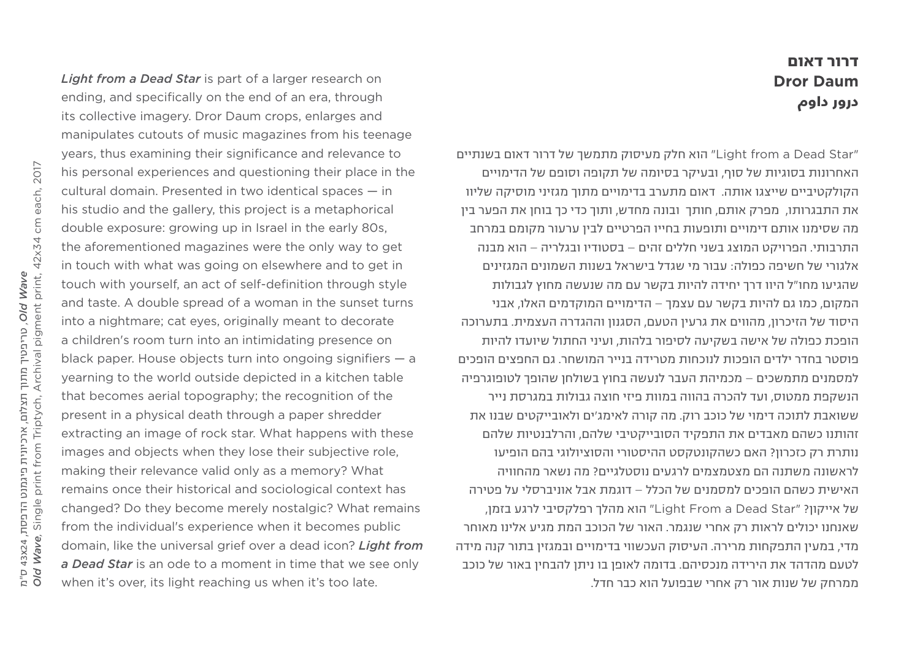## דרור דאום
## Dror Daum
## درور داوم

"Light from a Dead Star" הוא חלק מעיסוק מתמשך של דרור דאום בשנתיים האחרונות בסוגיות של סוף, ובעיקר בסיומה של תקופה וסופם של הדימויים הקולקטיביים שייצגו אותה. דאום מתערב בדימויים מתוך מגזיני מוסיקה שליוו את התבגרותו, מפרק אותם, חותך ובונה מחדש, ותוך כדי כך בוחן את הפער בין מה שסימנו אותם דימויים ותופעות בחייו הפרטיים לבין ערעור מקומם במרחב התרבותי. הפרויקט המוצג בשני חללים זהים – בסטודיו ובגלריה – הוא מבנה אלגורי של חשיפה כפולה: עבור מי שגדל בישראל בשנות השמונים המגזינים שהגיעו מחו"ל היוו דרך יחידה להיות בקשר עם מה שנעשה מחוץ לגבולות המקום, כמו גם להיות בקשר עם עצמך – הדימויים המוקדמים האלו, אבני היסוד של הזיכרון, מהווים את גרעין הטעם, הסגנון וההגדרה העצמית. בתערוכה הופכת כפולה של אישה בשקיעה לסיפור בלהות, ועיני החתול שיועדו להיות פוסטר בחדר ילדים הופכות לנוכחות מטרידה בנייר המושחר. גם החפצים הופכים למסמנים מתמשכים – מכמיהת העבר לנעשה בחוץ בשולחן שהופך לטופוגרפיה הנשקפת ממטוס, ועד להכרה בהווה במוות פיזי חוצה גבולות במגרסת נייר ששואבת לתוכה דימוי של כוכב רוק. מה קורה לאימג'ים ולאובייקטים שבנו את זהותנו כשהם מאבדים את התפקיד הסובייקטיבי שלהם, והרלבנטיות שלהם נותרת רק כזכרון? האם כשהקונטקסט ההיסטורי והסוציולוגי בהם הופיעו לראשונה משתנה הם מצטמצמים לרגעים נוסטלגיים? מה נשאר מהחוויה האישית כשהם הופכים למסמנים של הכלל – דוגמת אבל אוניברסלי על פטירה של אייקון? "Light From a Dead Star" הוא מהלך רפלקסיבי לרגע בזמן, שאנחנו יכולים לראות רק אחרי שנגמר. האור של הכוכב המת מגיע אלינו מאוחר מדי, במעין התפקחות מרירה. העיסוק העכשווי בדימויים ובמגזין בתור קנה מידה לטעם מהדהד את הירידה מנכסיהם. בדומה לאופן בו ניתן להבחין באור של כוכב ממרחק של שנות אור רק אחרי שבפועל הוא כבר חדל.

***Light from a Dead Star*** is part of a larger research on ending, and specifically on the end of an era, through its collective imagery. Dror Daum crops, enlarges and manipulates cutouts of music magazines from his teenage years, thus examining their significance and relevance to his personal experiences and questioning their place in the cultural domain. Presented in two identical spaces — in his studio and the gallery, this project is a metaphorical double exposure: growing up in Israel in the early 80s, the aforementioned magazines were the only way to get in touch with what was going on elsewhere and to get in touch with yourself, an act of self-definition through style and taste. A double spread of a woman in the sunset turns into a nightmare; cat eyes, originally meant to decorate a children's room turn into an intimidating presence on black paper. House objects turn into ongoing signifiers — a yearning to the world outside depicted in a kitchen table that becomes aerial topography; the recognition of the present in a physical death through a paper shredder extracting an image of rock star. What happens with these images and objects when they lose their subjective role, making their relevance valid only as a memory? What remains once their historical and sociological context has changed? Do they become merely nostalgic? What remains from the individual's experience when it becomes public domain, like the universal grief over a dead icon? ***Light from a Dead Star*** is an ode to a moment in time that we see only when it's over, its light reaching us when it's too late.

***Old Wave***, טריפטיך מתוך תצלום, ארכיוניות פיגמנט הדפסת, 43x24 ס"מ
***Old Wave***, Single print from Triptych, Archival pigment print, 42x34 cm each, 2017